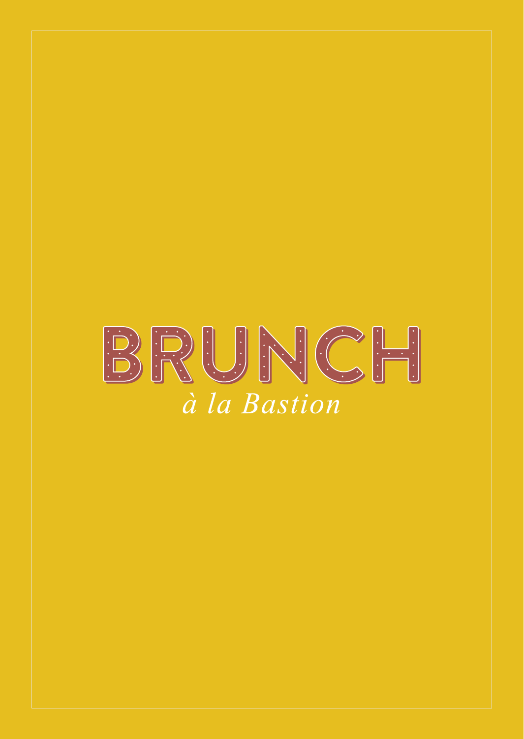# BRUNCH

*à la Bastion*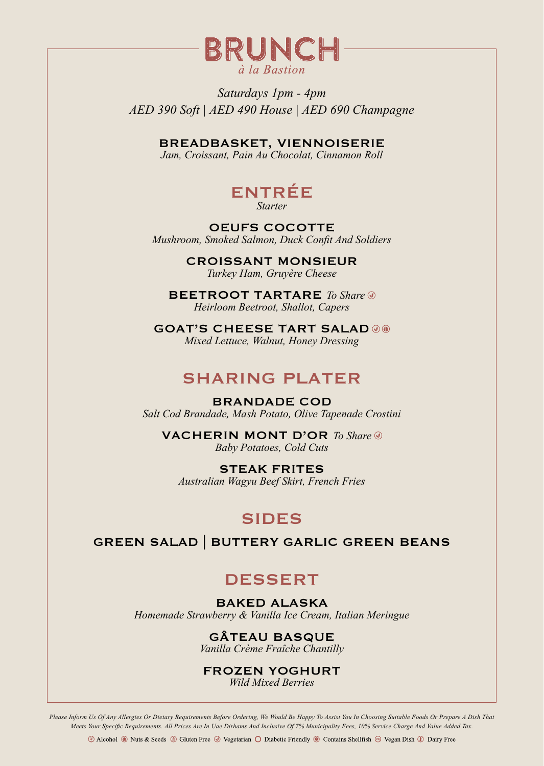# BRUNCH

*à la Bastion*

*Saturdays 1pm - 4pm*

*AED 390 Soft | AED 490 House | AED 690 Champagne*

**BREADBASKET, VIENNOISERIE**

*Jam, Croissant, Pain Au Chocolat, Cinnamon Roll*

## ENTRÉE

*Starter*

**OEUFS COCOTTE**

*Mushroom, Smoked Salmon, Duck Confit And Soldiers*

**CROISSANT MONSIEUR**

*Turkey Ham, Gruyère Cheese*

**BEETROOT TARTARE** *To Share* (Vegetarian)

*Heirloom Beetroot, Shallot, Capers*

**GOAT'S CHEESE TART SALAD** (Vegetarian) (Nuts & Seeds)

*Mixed Lettuce, Walnut, Honey Dressing*

## SHARING PLATER

**BRANDADE COD**

*Salt Cod Brandade, Mash Potato, Olive Tapenade Crostini*

**VACHERIN MONT D'OR** *To Share* (Vegetarian)

*Baby Potatoes, Cold Cuts*

**STEAK FRITES**

*Australian Wagyu Beef Skirt, French Fries*

## SIDES

**GREEN SALAD | BUTTERY GARLIC GREEN BEANS**

## DESSERT

**BAKED ALASKA**

*Homemade Strawberry & Vanilla Ice Cream, Italian Meringue*

**GÂTEAU BASQUE**

*Vanilla Crème Fraîche Chantilly*

**FROZEN YOGHURT**

*Wild Mixed Berries*

*Please Inform Us Of Any Allergies Or Dietary Requirements Before Ordering, We Would Be Happy To Assist You In Choosing Suitable Foods Or Prepare A Dish That Meets Your Specific Requirements. All Prices Are In Uae Dirhams And Inclusive Of 7% Municipality Fees, 10% Service Charge And Value Added Tax.*

Alcohol | Nuts & Seeds | Gluten Free | Vegetarian | Diabetic Friendly | Contains Shellfish | Vegan Dish | Dairy Free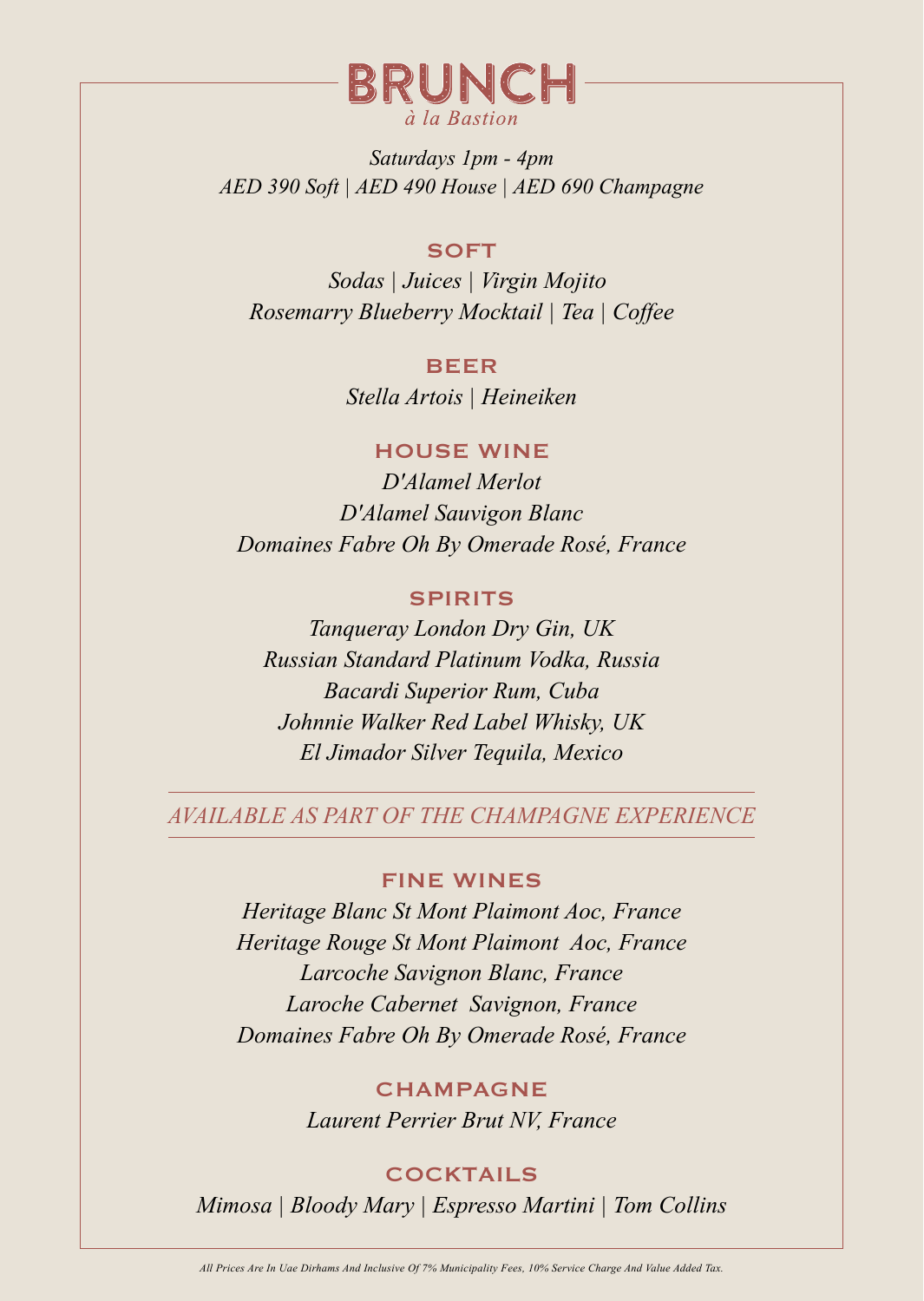# BRUNCH

*à la Bastion*

*Saturdays 1pm - 4pm*
*AED 390 Soft | AED 490 House | AED 690 Champagne*

## SOFT

*Sodas | Juices | Virgin Mojito*
*Rosemarry Blueberry Mocktail | Tea | Coffee*

## BEER

*Stella Artois | Heineiken*

## HOUSE WINE

*D'Alamel Merlot*
*D'Alamel Sauvigon Blanc*
*Domaines Fabre Oh By Omerade Rosé, France*

## SPIRITS

*Tanqueray London Dry Gin, UK*
*Russian Standard Platinum Vodka, Russia*
*Bacardi Superior Rum, Cuba*
*Johnnie Walker Red Label Whisky, UK*
*El Jimador Silver Tequila, Mexico*

---

*AVAILABLE AS PART OF THE CHAMPAGNE EXPERIENCE*

---

## FINE WINES

*Heritage Blanc St Mont Plaimont Aoc, France*
*Heritage Rouge St Mont Plaimont Aoc, France*
*Larcoche Savignon Blanc, France*
*Laroche Cabernet Savignon, France*
*Domaines Fabre Oh By Omerade Rosé, France*

## CHAMPAGNE

*Laurent Perrier Brut NV, France*

## COCKTAILS

*Mimosa | Bloody Mary | Espresso Martini | Tom Collins*

*All Prices Are In Uae Dirhams And Inclusive Of 7% Municipality Fees, 10% Service Charge And Value Added Tax.*